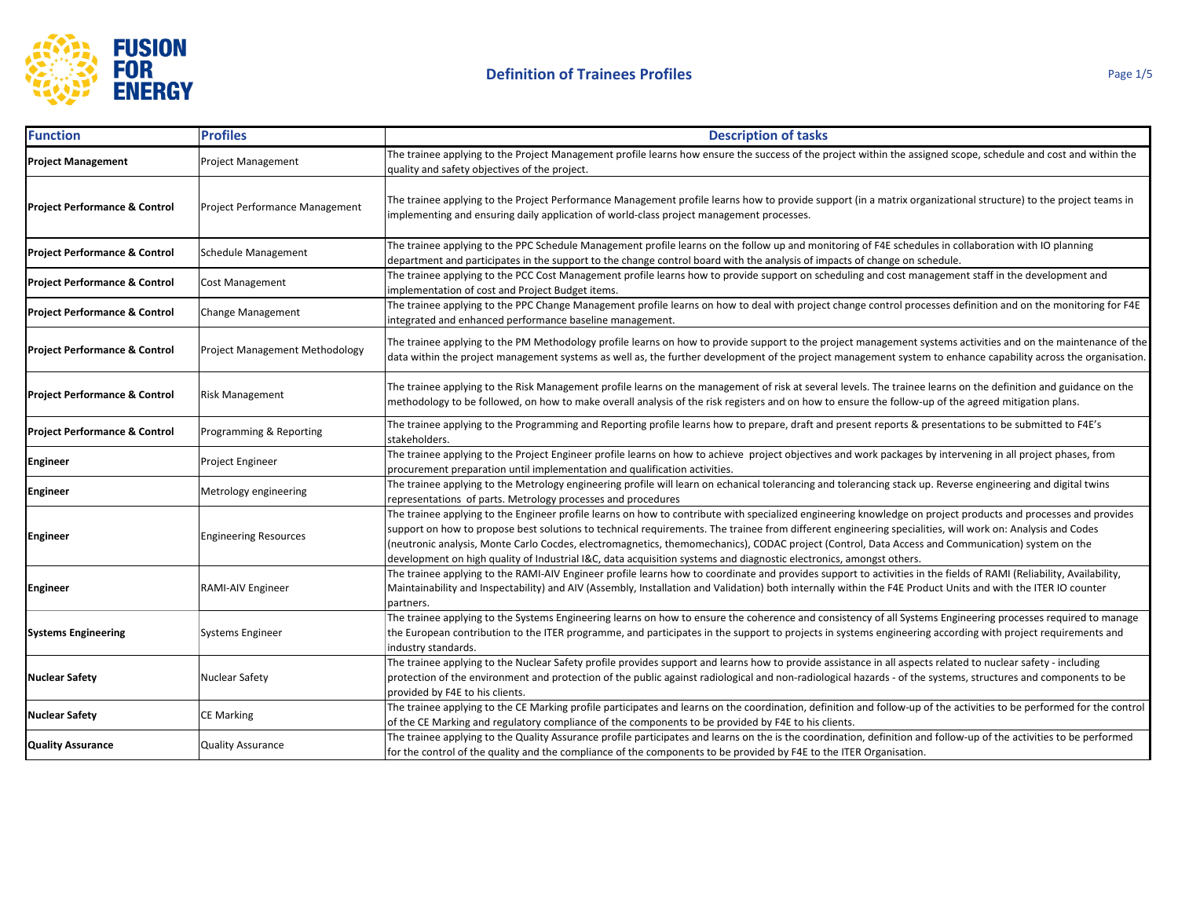# Definition of Trainees Profiles

| Function | Profiles | Description of tasks |
| --- | --- | --- |
| **Project Management** | Project Management | The trainee applying to the Project Management profile learns how ensure the success of the project within the assigned scope, schedule and cost and within the quality and safety objectives of the project. |
| **Project Performance & Control** | Project Performance Management | The trainee applying to the Project Performance Management profile learns how to provide support (in a matrix organizational structure) to the project teams in implementing and ensuring daily application of world-class project management processes. |
| **Project Performance & Control** | Schedule Management | The trainee applying to the PPC Schedule Management profile learns on the follow up and monitoring of F4E schedules in collaboration with IO planning department and participates in the support to the change control board with the analysis of impacts of change on schedule. |
| **Project Performance & Control** | Cost Management | The trainee applying to the PCC Cost Management profile learns how to provide support on scheduling and cost management staff in the development and implementation of cost and Project Budget items. |
| **Project Performance & Control** | Change Management | The trainee applying to the PPC Change Management profile learns on how to deal with project change control processes definition and on the monitoring for F4E integrated and enhanced performance baseline management. |
| **Project Performance & Control** | Project Management Methodology | The trainee applying to the PM Methodology profile learns on how to provide support to the project management systems activities and on the maintenance of the data within the project management systems as well as, the further development of the project management system to enhance capability across the organisation. |
| **Project Performance & Control** | Risk Management | The trainee applying to the Risk Management profile learns on the management of risk at several levels. The trainee learns on the definition and guidance on the methodology to be followed, on how to make overall analysis of the risk registers and on how to ensure the follow-up of the agreed mitigation plans. |
| **Project Performance & Control** | Programming & Reporting | The trainee applying to the Programming and Reporting profile learns how to prepare, draft and present reports & presentations to be submitted to F4E's stakeholders. |
| **Engineer** | Project Engineer | The trainee applying to the Project Engineer profile learns on how to achieve project objectives and work packages by intervening in all project phases, from procurement preparation until implementation and qualification activities. |
| **Engineer** | Metrology engineering | The trainee applying to the Metrology engineering profile will learn on echanical tolerancing and tolerancing stack up. Reverse engineering and digital twins representations of parts. Metrology processes and procedures |
| **Engineer** | Engineering Resources | The trainee applying to the Engineer profile learns on how to contribute with specialized engineering knowledge on project products and processes and provides support on how to propose best solutions to technical requirements. The trainee from different engineering specialities, will work on: Analysis and Codes (neutronic analysis, Monte Carlo Cocdes, electromagnetics, themomechanics), CODAC project (Control, Data Access and Communication) system on the development on high quality of Industrial I&C, data acquisition systems and diagnostic electronics, amongst others. |
| **Engineer** | RAMI-AIV Engineer | The trainee applying to the RAMI-AIV Engineer profile learns how to coordinate and provides support to activities in the fields of RAMI (Reliability, Availability, Maintainability and Inspectability) and AIV (Assembly, Installation and Validation) both internally within the F4E Product Units and with the ITER IO counter partners. |
| **Systems Engineering** | Systems Engineer | The trainee applying to the Systems Engineering learns on how to ensure the coherence and consistency of all Systems Engineering processes required to manage the European contribution to the ITER programme, and participates in the support to projects in systems engineering according with project requirements and industry standards. |
| **Nuclear Safety** | Nuclear Safety | The trainee applying to the Nuclear Safety profile provides support and learns how to provide assistance in all aspects related to nuclear safety - including protection of the environment and protection of the public against radiological and non-radiological hazards - of the systems, structures and components to be provided by F4E to his clients. |
| **Nuclear Safety** | CE Marking | The trainee applying to the CE Marking profile participates and learns on the coordination, definition and follow-up of the activities to be performed for the control of the CE Marking and regulatory compliance of the components to be provided by F4E to his clients. |
| **Quality Assurance** | Quality Assurance | The trainee applying to the Quality Assurance profile participates and learns on the is the coordination, definition and follow-up of the activities to be performed for the control of the quality and the compliance of the components to be provided by F4E to the ITER Organisation. |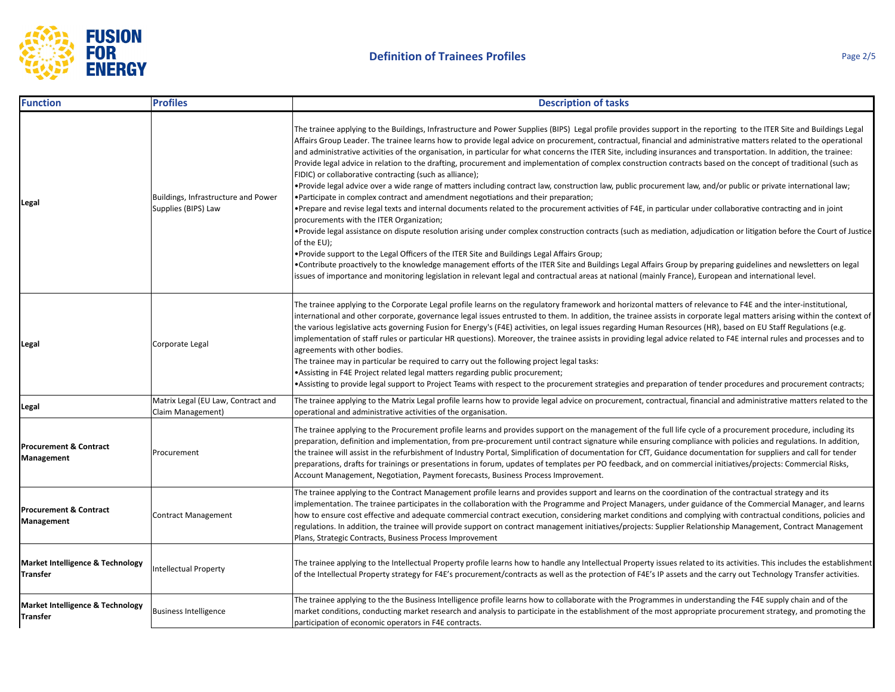| Function | Profiles | Description of tasks |
|---|---|---|
| Legal | Buildings, Infrastructure and Power Supplies (BIPS) Law | The trainee applying to the Buildings, Infrastructure and Power Supplies (BIPS) Legal profile provides support in the reporting to the ITER Site and Buildings Legal Affairs Group Leader. The trainee learns how to provide legal advice on procurement, contractual, financial and administrative matters related to the operational and administrative activities of the organisation, in particular for what concerns the ITER Site, including insurances and transportation. In addition, the trainee: Provide legal advice in relation to the drafting, procurement and implementation of complex construction contracts based on the concept of traditional (such as FIDIC) or collaborative contracting (such as alliance);<br>•Provide legal advice over a wide range of matters including contract law, construction law, public procurement law, and/or public or private international law;<br>•Participate in complex contract and amendment negotiations and their preparation;<br>•Prepare and revise legal texts and internal documents related to the procurement activities of F4E, in particular under collaborative contracting and in joint procurements with the ITER Organization;<br>•Provide legal assistance on dispute resolution arising under complex construction contracts (such as mediation, adjudication or litigation before the Court of Justice of the EU);<br>•Provide support to the Legal Officers of the ITER Site and Buildings Legal Affairs Group;<br>•Contribute proactively to the knowledge management efforts of the ITER Site and Buildings Legal Affairs Group by preparing guidelines and newsletters on legal issues of importance and monitoring legislation in relevant legal and contractual areas at national (mainly France), European and international level. |
| Legal | Corporate Legal | The trainee applying to the Corporate Legal profile learns on the regulatory framework and horizontal matters of relevance to F4E and the inter-institutional, international and other corporate, governance legal issues entrusted to them. In addition, the trainee assists in corporate legal matters arising within the context of the various legislative acts governing Fusion for Energy's (F4E) activities, on legal issues regarding Human Resources (HR), based on EU Staff Regulations (e.g. implementation of staff rules or particular HR questions). Moreover, the trainee assists in providing legal advice related to F4E internal rules and processes and to agreements with other bodies.<br>The trainee may in particular be required to carry out the following project legal tasks:<br>•Assisting in F4E Project related legal matters regarding public procurement;<br>•Assisting to provide legal support to Project Teams with respect to the procurement strategies and preparation of tender procedures and procurement contracts; |
| Legal | Matrix Legal (EU Law, Contract and Claim Management) | The trainee applying to the Matrix Legal profile learns how to provide legal advice on procurement, contractual, financial and administrative matters related to the operational and administrative activities of the organisation. |
| Procurement & Contract Management | Procurement | The trainee applying to the Procurement profile learns and provides support on the management of the full life cycle of a procurement procedure, including its preparation, definition and implementation, from pre-procurement until contract signature while ensuring compliance with policies and regulations. In addition, the trainee will assist in the refurbishment of Industry Portal, Simplification of documentation for CfT, Guidance documentation for suppliers and call for tender preparations, drafts for trainings or presentations in forum, updates of templates per PO feedback, and on commercial initiatives/projects: Commercial Risks, Account Management, Negotiation, Payment forecasts, Business Process Improvement. |
| Procurement & Contract Management | Contract Management | The trainee applying to the Contract Management profile learns and provides support and learns on the coordination of the contractual strategy and its implementation. The trainee participates in the collaboration with the Programme and Project Managers, under guidance of the Commercial Manager, and learns how to ensure cost effective and adequate commercial contract execution, considering market conditions and complying with contractual conditions, policies and regulations. In addition, the trainee will provide support on contract management initiatives/projects: Supplier Relationship Management, Contract Management Plans, Strategic Contracts, Business Process Improvement |
| Market Intelligence & Technology Transfer | Intellectual Property | The trainee applying to the Intellectual Property profile learns how to handle any Intellectual Property issues related to its activities. This includes the establishment of the Intellectual Property strategy for F4E's procurement/contracts as well as the protection of F4E's IP assets and the carry out Technology Transfer activities. |
| Market Intelligence & Technology Transfer | Business Intelligence | The trainee applying to the the Business Intelligence profile learns how to collaborate with the Programmes in understanding the F4E supply chain and of the market conditions, conducting market research and analysis to participate in the establishment of the most appropriate procurement strategy, and promoting the participation of economic operators in F4E contracts. |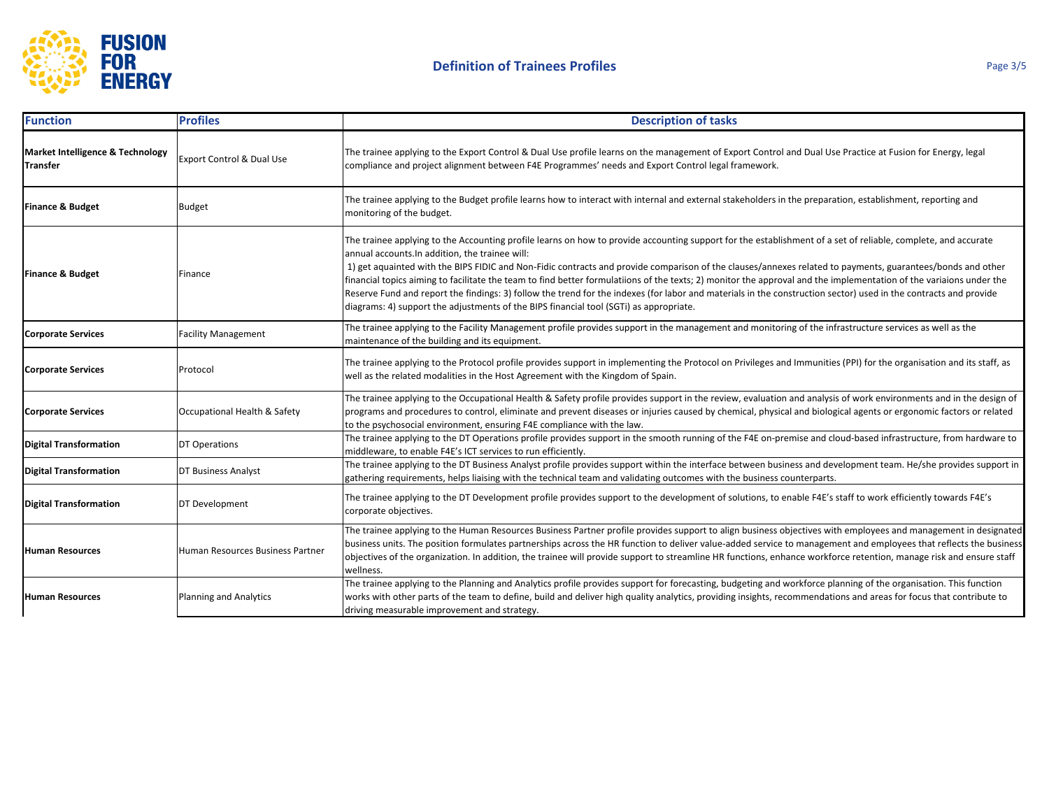## Definition of Trainees Profiles

| Function | Profiles | Description of tasks |
|---|---|---|
| **Market Intelligence & Technology Transfer** | Export Control & Dual Use | The trainee applying to the Export Control & Dual Use profile learns on the management of Export Control and Dual Use Practice at Fusion for Energy, legal compliance and project alignment between F4E Programmes' needs and Export Control legal framework. |
| **Finance & Budget** | Budget | The trainee applying to the Budget profile learns how to interact with internal and external stakeholders in the preparation, establishment, reporting and monitoring of the budget. |
| **Finance & Budget** | Finance | The trainee applying to the Accounting profile learns on how to provide accounting support for the establishment of a set of reliable, complete, and accurate annual accounts.In addition, the trainee will:<br>1) get aquainted with the BIPS FIDIC and Non-Fidic contracts and provide comparison of the clauses/annexes related to payments, guarantees/bonds and other financial topics aiming to facilitate the team to find better formulatiions of the texts; 2) monitor the approval and the implementation of the variaions under the Reserve Fund and report the findings: 3) follow the trend for the indexes (for labor and materials in the construction sector) used in the contracts and provide diagrams: 4) support the adjustments of the BIPS financial tool (SGTi) as appropriate. |
| **Corporate Services** | Facility Management | The trainee applying to the Facility Management profile provides support in the management and monitoring of the infrastructure services as well as the maintenance of the building and its equipment. |
| **Corporate Services** | Protocol | The trainee applying to the Protocol profile provides support in implementing the Protocol on Privileges and Immunities (PPI) for the organisation and its staff, as well as the related modalities in the Host Agreement with the Kingdom of Spain. |
| **Corporate Services** | Occupational Health & Safety | The trainee applying to the Occupational Health & Safety profile provides support in the review, evaluation and analysis of work environments and in the design of programs and procedures to control, eliminate and prevent diseases or injuries caused by chemical, physical and biological agents or ergonomic factors or related to the psychosocial environment, ensuring F4E compliance with the law. |
| **Digital Transformation** | DT Operations | The trainee applying to the DT Operations profile provides support in the smooth running of the F4E on-premise and cloud-based infrastructure, from hardware to middleware, to enable F4E's ICT services to run efficiently. |
| **Digital Transformation** | DT Business Analyst | The trainee applying to the DT Business Analyst profile provides support within the interface between business and development team. He/she provides support in gathering requirements, helps liaising with the technical team and validating outcomes with the business counterparts. |
| **Digital Transformation** | DT Development | The trainee applying to the DT Development profile provides support to the development of solutions, to enable F4E's staff to work efficiently towards F4E's corporate objectives. |
| **Human Resources** | Human Resources Business Partner | The trainee applying to the Human Resources Business Partner profile provides support to align business objectives with employees and management in designated business units. The position formulates partnerships across the HR function to deliver value-added service to management and employees that reflects the business objectives of the organization. In addition, the trainee will provide support to streamline HR functions, enhance workforce retention, manage risk and ensure staff wellness. |
| **Human Resources** | Planning and Analytics | The trainee applying to the Planning and Analytics profile provides support for forecasting, budgeting and workforce planning of the organisation. This function works with other parts of the team to define, build and deliver high quality analytics, providing insights, recommendations and areas for focus that contribute to driving measurable improvement and strategy. |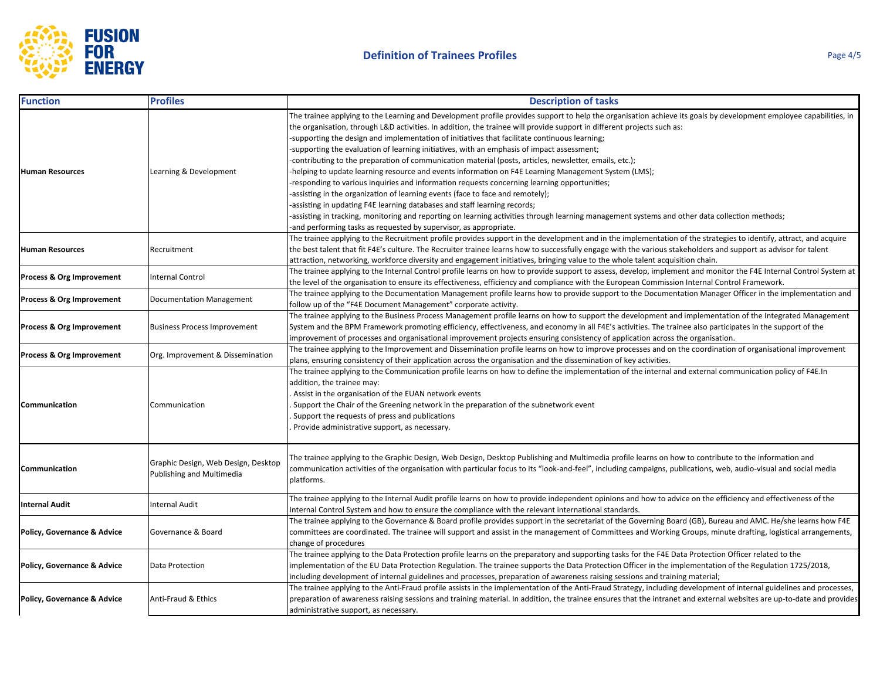## Definition of Trainees Profiles

| Function | Profiles | Description of tasks |
|---|---|---|
| **Human Resources** | Learning & Development | The trainee applying to the Learning and Development profile provides support to help the organisation achieve its goals by development employee capabilities, in the organisation, through L&D activities. In addition, the trainee will provide support in different projects such as:<br>-supporting the design and implementation of initiatives that facilitate continuous learning;<br>-supporting the evaluation of learning initiatives, with an emphasis of impact assessment;<br>-contributing to the preparation of communication material (posts, articles, newsletter, emails, etc.);<br>-helping to update learning resource and events information on F4E Learning Management System (LMS);<br>-responding to various inquiries and information requests concerning learning opportunities;<br>-assisting in the organization of learning events (face to face and remotely);<br>-assisting in updating F4E learning databases and staff learning records;<br>-assisting in tracking, monitoring and reporting on learning activities through learning management systems and other data collection methods;<br>-and performing tasks as requested by supervisor, as appropriate. |
| **Human Resources** | Recruitment | The trainee applying to the Recruitment profile provides support in the development and in the implementation of the strategies to identify, attract, and acquire the best talent that fit F4E's culture. The Recruiter trainee learns how to successfully engage with the various stakeholders and support as advisor for talent attraction, networking, workforce diversity and engagement initiatives, bringing value to the whole talent acquisition chain. |
| **Process & Org Improvement** | Internal Control | The trainee applying to the Internal Control profile learns on how to provide support to assess, develop, implement and monitor the F4E Internal Control System at the level of the organisation to ensure its effectiveness, efficiency and compliance with the European Commission Internal Control Framework. |
| **Process & Org Improvement** | Documentation Management | The trainee applying to the Documentation Management profile learns how to provide support to the Documentation Manager Officer in the implementation and follow up of the "F4E Document Management" corporate activity. |
| **Process & Org Improvement** | Business Process Improvement | The trainee applying to the Business Process Management profile learns on how to support the development and implementation of the Integrated Management System and the BPM Framework promoting efficiency, effectiveness, and economy in all F4E's activities. The trainee also participates in the support of the improvement of processes and organisational improvement projects ensuring consistency of application across the organisation. |
| **Process & Org Improvement** | Org. Improvement & Dissemination | The trainee applying to the Improvement and Dissemination profile learns on how to improve processes and on the coordination of organisational improvement plans, ensuring consistency of their application across the organisation and the dissemination of key activities. |
| **Communication** | Communication | The trainee applying to the Communication profile learns on how to define the implementation of the internal and external communication policy of F4E.In addition, the trainee may:<br>. Assist in the organisation of the EUAN network events<br>. Support the Chair of the Greening network in the preparation of the subnetwork event<br>. Support the requests of press and publications<br>. Provide administrative support, as necessary. |
| **Communication** | Graphic Design, Web Design, Desktop Publishing and Multimedia | The trainee applying to the Graphic Design, Web Design, Desktop Publishing and Multimedia profile learns on how to contribute to the information and communication activities of the organisation with particular focus to its "look-and-feel", including campaigns, publications, web, audio-visual and social media platforms. |
| **Internal Audit** | Internal Audit | The trainee applying to the Internal Audit profile learns on how to provide independent opinions and how to advice on the efficiency and effectiveness of the Internal Control System and how to ensure the compliance with the relevant international standards. |
| **Policy, Governance & Advice** | Governance & Board | The trainee applying to the Governance & Board profile provides support in the secretariat of the Governing Board (GB), Bureau and AMC. He/she learns how F4E committees are coordinated. The trainee will support and assist in the management of Committees and Working Groups, minute drafting, logistical arrangements, change of procedures |
| **Policy, Governance & Advice** | Data Protection | The trainee applying to the Data Protection profile learns on the preparatory and supporting tasks for the F4E Data Protection Officer related to the implementation of the EU Data Protection Regulation. The trainee supports the Data Protection Officer in the implementation of the Regulation 1725/2018, including development of internal guidelines and processes, preparation of awareness raising sessions and training material; |
| **Policy, Governance & Advice** | Anti-Fraud & Ethics | The trainee applying to the Anti-Fraud profile assists in the implementation of the Anti-Fraud Strategy, including development of internal guidelines and processes, preparation of awareness raising sessions and training material. In addition, the trainee ensures that the intranet and external websites are up-to-date and provides administrative support, as necessary. |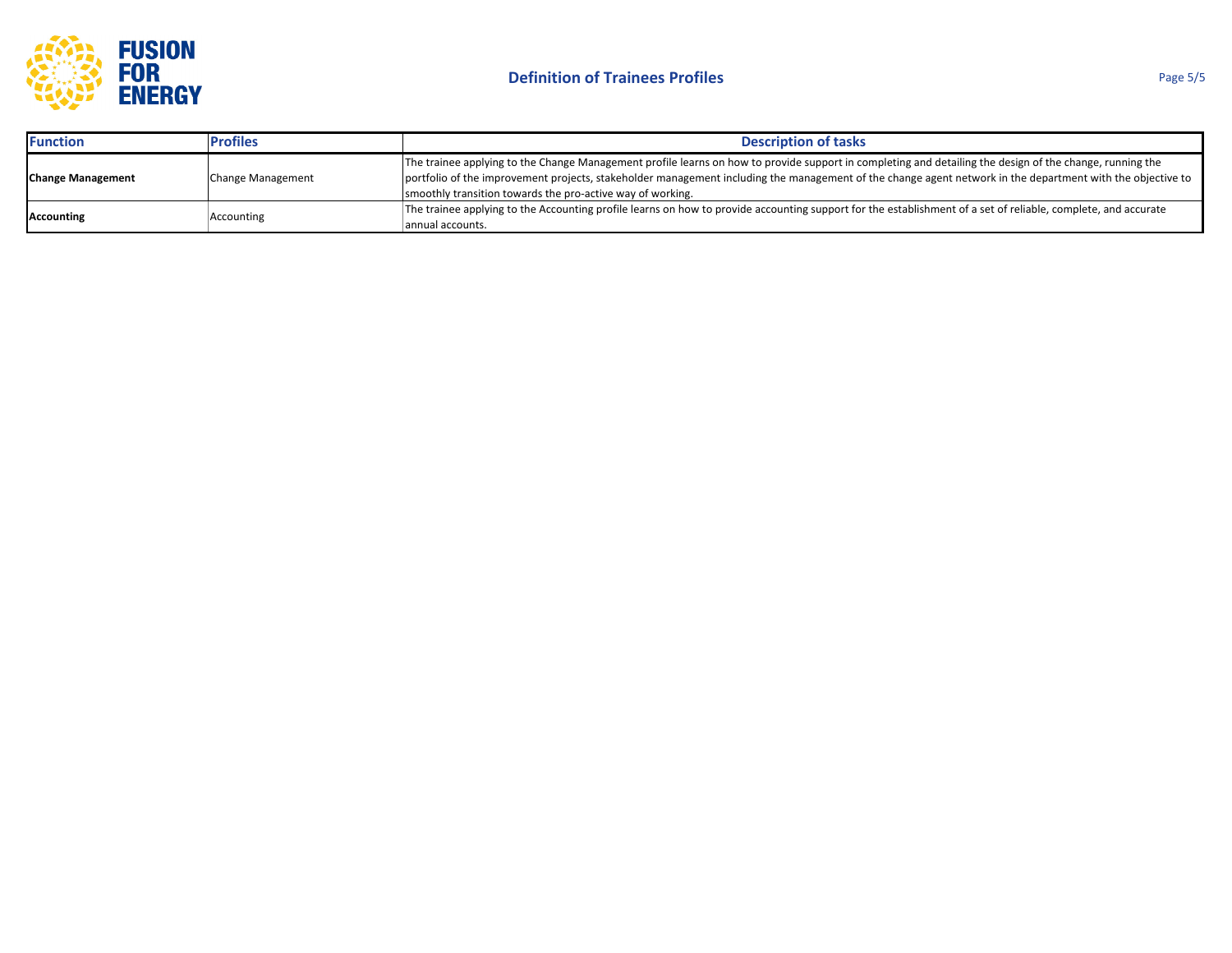| Function | Profiles | Description of tasks |
|---|---|---|
| **Change Management** | Change Management | The trainee applying to the Change Management profile learns on how to provide support in completing and detailing the design of the change, running the portfolio of the improvement projects, stakeholder management including the management of the change agent network in the department with the objective to smoothly transition towards the pro-active way of working. |
| **Accounting** | Accounting | The trainee applying to the Accounting profile learns on how to provide accounting support for the establishment of a set of reliable, complete, and accurate annual accounts. |